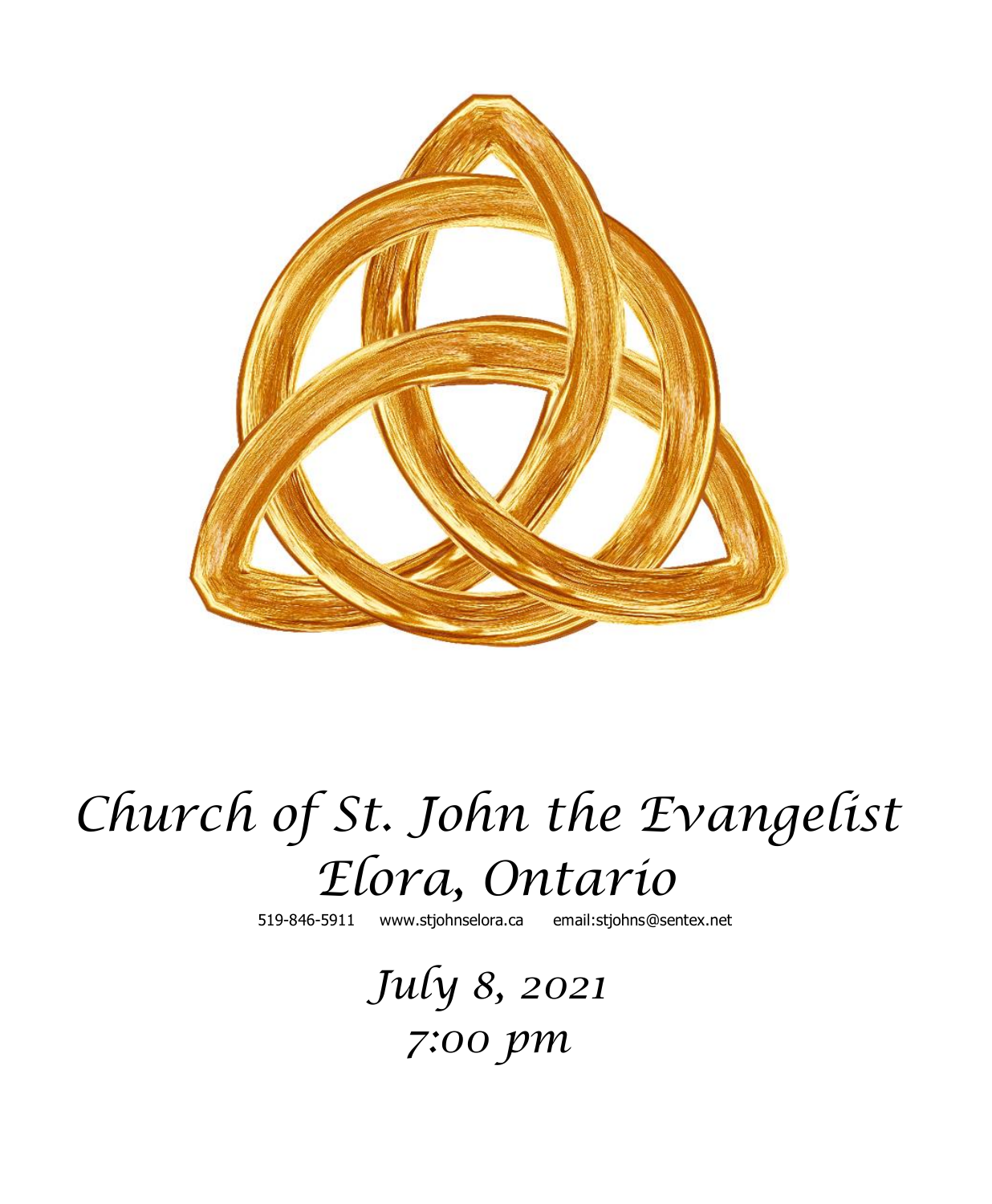# Church of St. John the Evangelist
# Elora, Ontario

519-846-5911 www.stjohnselora.ca email:stjohns@sentex.net

*July 8, 2021*

*7:00 pm*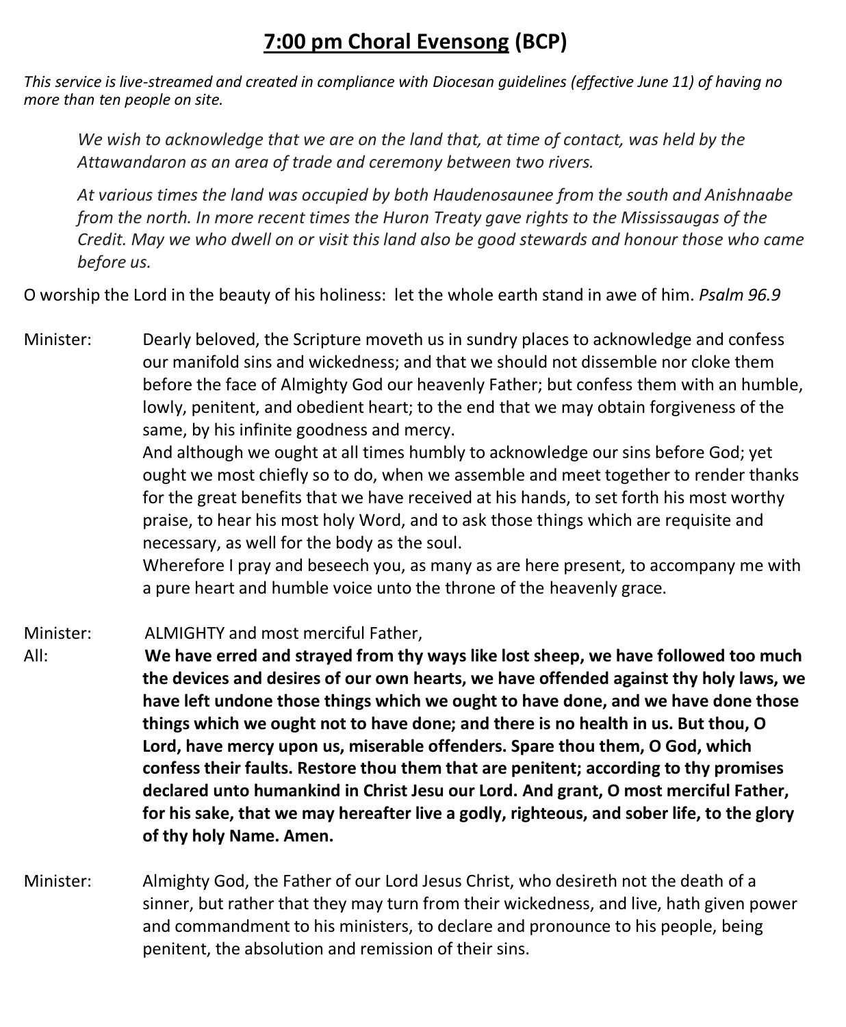# <u>7:00 pm Choral Evensong</u> (BCP)

*This service is live-streamed and created in compliance with Diocesan guidelines (effective June 11) of having no more than ten people on site.*

> *We wish to acknowledge that we are on the land that, at time of contact, was held by the Attawandaron as an area of trade and ceremony between two rivers.*
>
> *At various times the land was occupied by both Haudenosaunee from the south and Anishnaabe from the north. In more recent times the Huron Treaty gave rights to the Mississaugas of the Credit. May we who dwell on or visit this land also be good stewards and honour those who came before us.*

O worship the Lord in the beauty of his holiness: let the whole earth stand in awe of him. *Psalm 96.9*

Minister: Dearly beloved, the Scripture moveth us in sundry places to acknowledge and confess our manifold sins and wickedness; and that we should not dissemble nor cloke them before the face of Almighty God our heavenly Father; but confess them with an humble, lowly, penitent, and obedient heart; to the end that we may obtain forgiveness of the same, by his infinite goodness and mercy.
And although we ought at all times humbly to acknowledge our sins before God; yet ought we most chiefly so to do, when we assemble and meet together to render thanks for the great benefits that we have received at his hands, to set forth his most worthy praise, to hear his most holy Word, and to ask those things which are requisite and necessary, as well for the body as the soul.
Wherefore I pray and beseech you, as many as are here present, to accompany me with a pure heart and humble voice unto the throne of the heavenly grace.

Minister: ALMIGHTY and most merciful Father,

All: **We have erred and strayed from thy ways like lost sheep, we have followed too much the devices and desires of our own hearts, we have offended against thy holy laws, we have left undone those things which we ought to have done, and we have done those things which we ought not to have done; and there is no health in us. But thou, O Lord, have mercy upon us, miserable offenders. Spare thou them, O God, which confess their faults. Restore thou them that are penitent; according to thy promises declared unto humankind in Christ Jesu our Lord. And grant, O most merciful Father, for his sake, that we may hereafter live a godly, righteous, and sober life, to the glory of thy holy Name. Amen.**

Minister: Almighty God, the Father of our Lord Jesus Christ, who desireth not the death of a sinner, but rather that they may turn from their wickedness, and live, hath given power and commandment to his ministers, to declare and pronounce to his people, being penitent, the absolution and remission of their sins.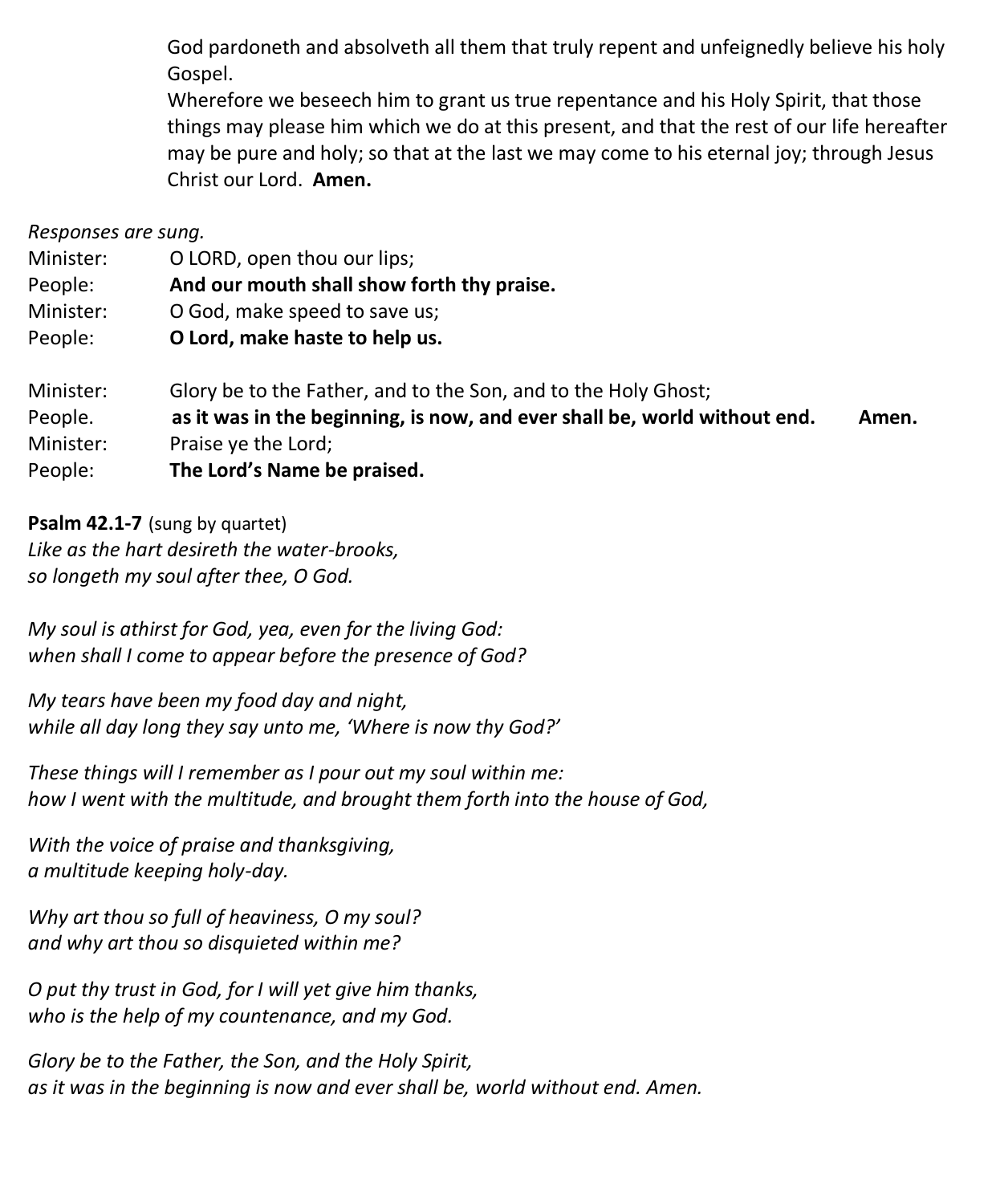God pardoneth and absolveth all them that truly repent and unfeignedly believe his holy Gospel.
Wherefore we beseech him to grant us true repentance and his Holy Spirit, that those things may please him which we do at this present, and that the rest of our life hereafter may be pure and holy; so that at the last we may come to his eternal joy; through Jesus Christ our Lord. **Amen.**

*Responses are sung.*

Minister: O LORD, open thou our lips;
People: **And our mouth shall show forth thy praise.**
Minister: O God, make speed to save us;
People: **O Lord, make haste to help us.**

Minister: Glory be to the Father, and to the Son, and to the Holy Ghost;
People. **as it was in the beginning, is now, and ever shall be, world without end. Amen.**
Minister: Praise ye the Lord;
People: **The Lord's Name be praised.**

**Psalm 42.1-7** (sung by quartet)
*Like as the hart desireth the water-brooks,*
*so longeth my soul after thee, O God.*

*My soul is athirst for God, yea, even for the living God:*
*when shall I come to appear before the presence of God?*

*My tears have been my food day and night,*
*while all day long they say unto me, 'Where is now thy God?'*

*These things will I remember as I pour out my soul within me:*
*how I went with the multitude, and brought them forth into the house of God,*

*With the voice of praise and thanksgiving,*
*a multitude keeping holy-day.*

*Why art thou so full of heaviness, O my soul?*
*and why art thou so disquieted within me?*

*O put thy trust in God, for I will yet give him thanks,*
*who is the help of my countenance, and my God.*

*Glory be to the Father, the Son, and the Holy Spirit,*
*as it was in the beginning is now and ever shall be, world without end. Amen.*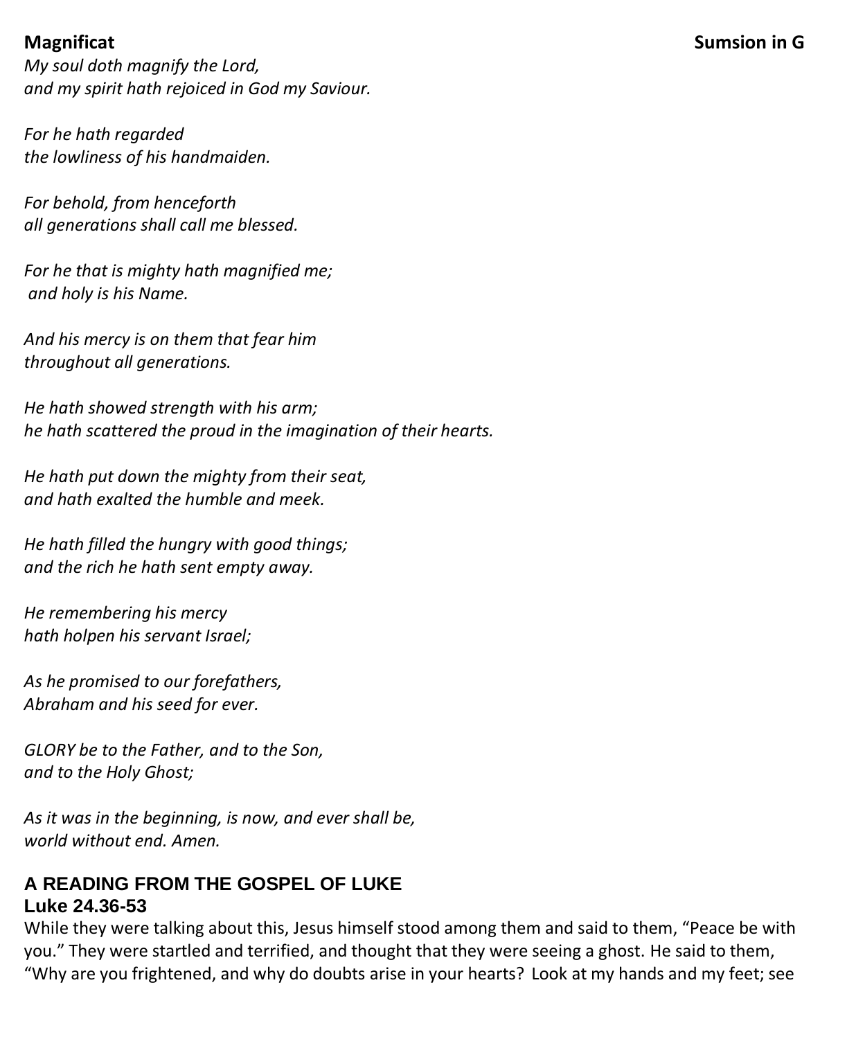**Magnificat** **Sumsion in G**

*My soul doth magnify the Lord,*
*and my spirit hath rejoiced in God my Saviour.*

*For he hath regarded*
*the lowliness of his handmaiden.*

*For behold, from henceforth*
*all generations shall call me blessed.*

*For he that is mighty hath magnified me;*
*and holy is his Name.*

*And his mercy is on them that fear him*
*throughout all generations.*

*He hath showed strength with his arm;*
*he hath scattered the proud in the imagination of their hearts.*

*He hath put down the mighty from their seat,*
*and hath exalted the humble and meek.*

*He hath filled the hungry with good things;*
*and the rich he hath sent empty away.*

*He remembering his mercy*
*hath holpen his servant Israel;*

*As he promised to our forefathers,*
*Abraham and his seed for ever.*

*GLORY be to the Father, and to the Son,*
*and to the Holy Ghost;*

*As it was in the beginning, is now, and ever shall be,*
*world without end. Amen.*

## A READING FROM THE GOSPEL OF LUKE

**Luke 24.36-53**

While they were talking about this, Jesus himself stood among them and said to them, "Peace be with you." They were startled and terrified, and thought that they were seeing a ghost. He said to them, "Why are you frightened, and why do doubts arise in your hearts? Look at my hands and my feet; see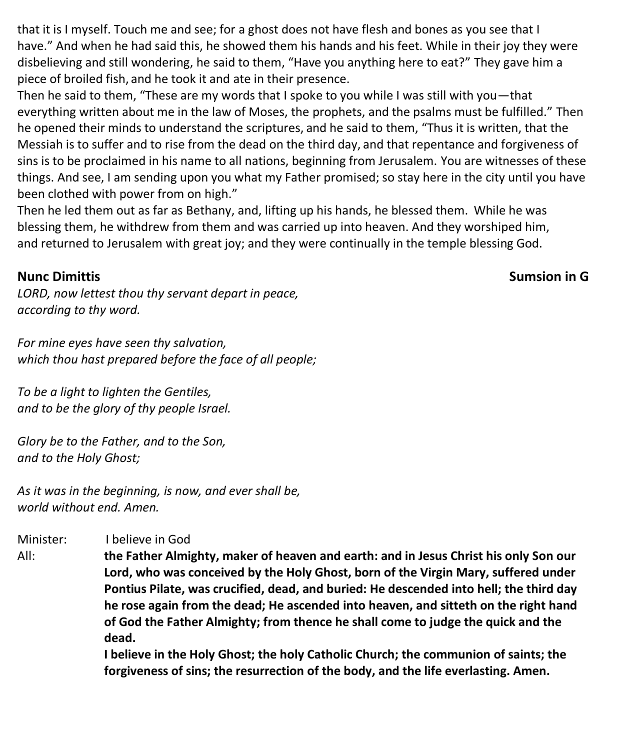that it is I myself. Touch me and see; for a ghost does not have flesh and bones as you see that I have." And when he had said this, he showed them his hands and his feet. While in their joy they were disbelieving and still wondering, he said to them, "Have you anything here to eat?" They gave him a piece of broiled fish, and he took it and ate in their presence.
Then he said to them, "These are my words that I spoke to you while I was still with you—that everything written about me in the law of Moses, the prophets, and the psalms must be fulfilled." Then he opened their minds to understand the scriptures, and he said to them, "Thus it is written, that the Messiah is to suffer and to rise from the dead on the third day, and that repentance and forgiveness of sins is to be proclaimed in his name to all nations, beginning from Jerusalem. You are witnesses of these things. And see, I am sending upon you what my Father promised; so stay here in the city until you have been clothed with power from on high."
Then he led them out as far as Bethany, and, lifting up his hands, he blessed them. While he was blessing them, he withdrew from them and was carried up into heaven. And they worshiped him, and returned to Jerusalem with great joy; and they were continually in the temple blessing God.

**Nunc Dimittis** **Sumsion in G**

*LORD, now lettest thou thy servant depart in peace,*
*according to thy word.*

*For mine eyes have seen thy salvation,*
*which thou hast prepared before the face of all people;*

*To be a light to lighten the Gentiles,*
*and to be the glory of thy people Israel.*

*Glory be to the Father, and to the Son,*
*and to the Holy Ghost;*

*As it was in the beginning, is now, and ever shall be,*
*world without end. Amen.*

Minister: I believe in God

All: **the Father Almighty, maker of heaven and earth: and in Jesus Christ his only Son our Lord, who was conceived by the Holy Ghost, born of the Virgin Mary, suffered under Pontius Pilate, was crucified, dead, and buried: He descended into hell; the third day he rose again from the dead; He ascended into heaven, and sitteth on the right hand of God the Father Almighty; from thence he shall come to judge the quick and the dead.**
**I believe in the Holy Ghost; the holy Catholic Church; the communion of saints; the forgiveness of sins; the resurrection of the body, and the life everlasting. Amen.**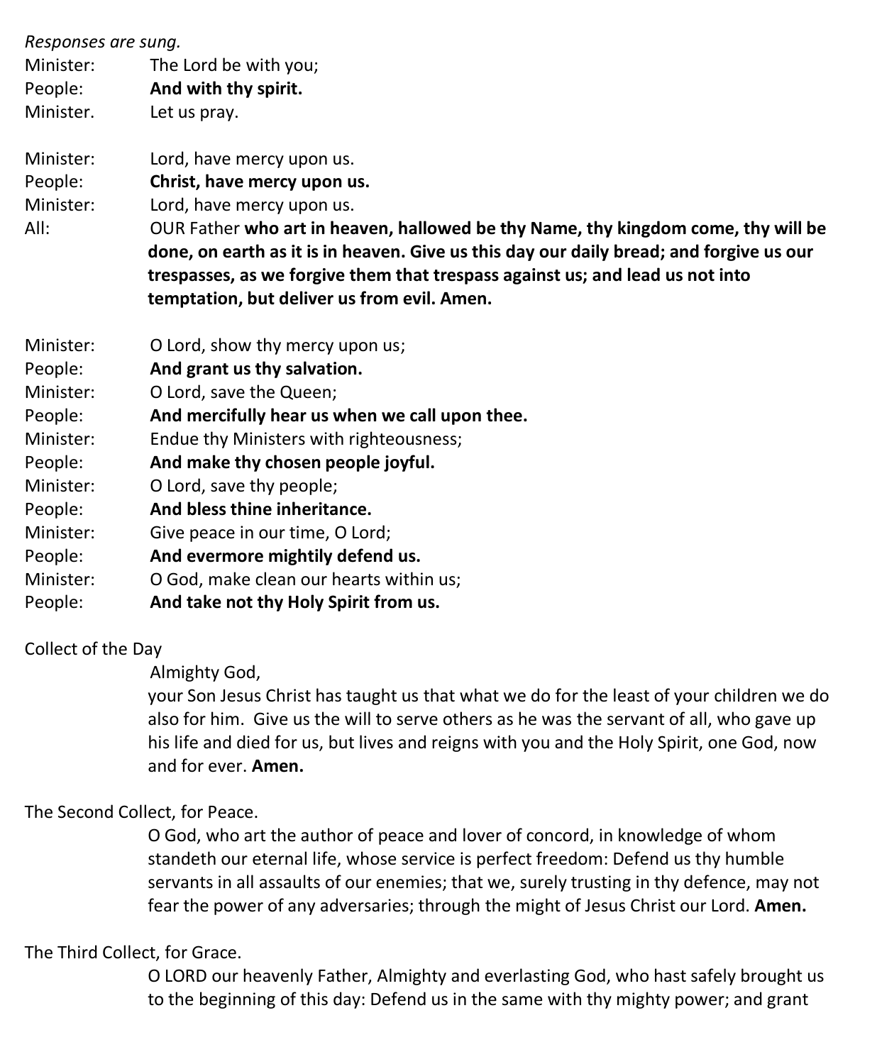*Responses are sung.*

Minister: The Lord be with you;
People: **And with thy spirit.**
Minister. Let us pray.

Minister: Lord, have mercy upon us.
People: **Christ, have mercy upon us.**
Minister: Lord, have mercy upon us.
All: OUR Father **who art in heaven, hallowed be thy Name, thy kingdom come, thy will be done, on earth as it is in heaven. Give us this day our daily bread; and forgive us our trespasses, as we forgive them that trespass against us; and lead us not into temptation, but deliver us from evil. Amen.**

Minister: O Lord, show thy mercy upon us;
People: **And grant us thy salvation.**
Minister: O Lord, save the Queen;
People: **And mercifully hear us when we call upon thee.**
Minister: Endue thy Ministers with righteousness;
People: **And make thy chosen people joyful.**
Minister: O Lord, save thy people;
People: **And bless thine inheritance.**
Minister: Give peace in our time, O Lord;
People: **And evermore mightily defend us.**
Minister: O God, make clean our hearts within us;
People: **And take not thy Holy Spirit from us.**

Collect of the Day

Almighty God,
your Son Jesus Christ has taught us that what we do for the least of your children we do also for him. Give us the will to serve others as he was the servant of all, who gave up his life and died for us, but lives and reigns with you and the Holy Spirit, one God, now and for ever. **Amen.**

The Second Collect, for Peace.

O God, who art the author of peace and lover of concord, in knowledge of whom standeth our eternal life, whose service is perfect freedom: Defend us thy humble servants in all assaults of our enemies; that we, surely trusting in thy defence, may not fear the power of any adversaries; through the might of Jesus Christ our Lord. **Amen.**

The Third Collect, for Grace.

O LORD our heavenly Father, Almighty and everlasting God, who hast safely brought us to the beginning of this day: Defend us in the same with thy mighty power; and grant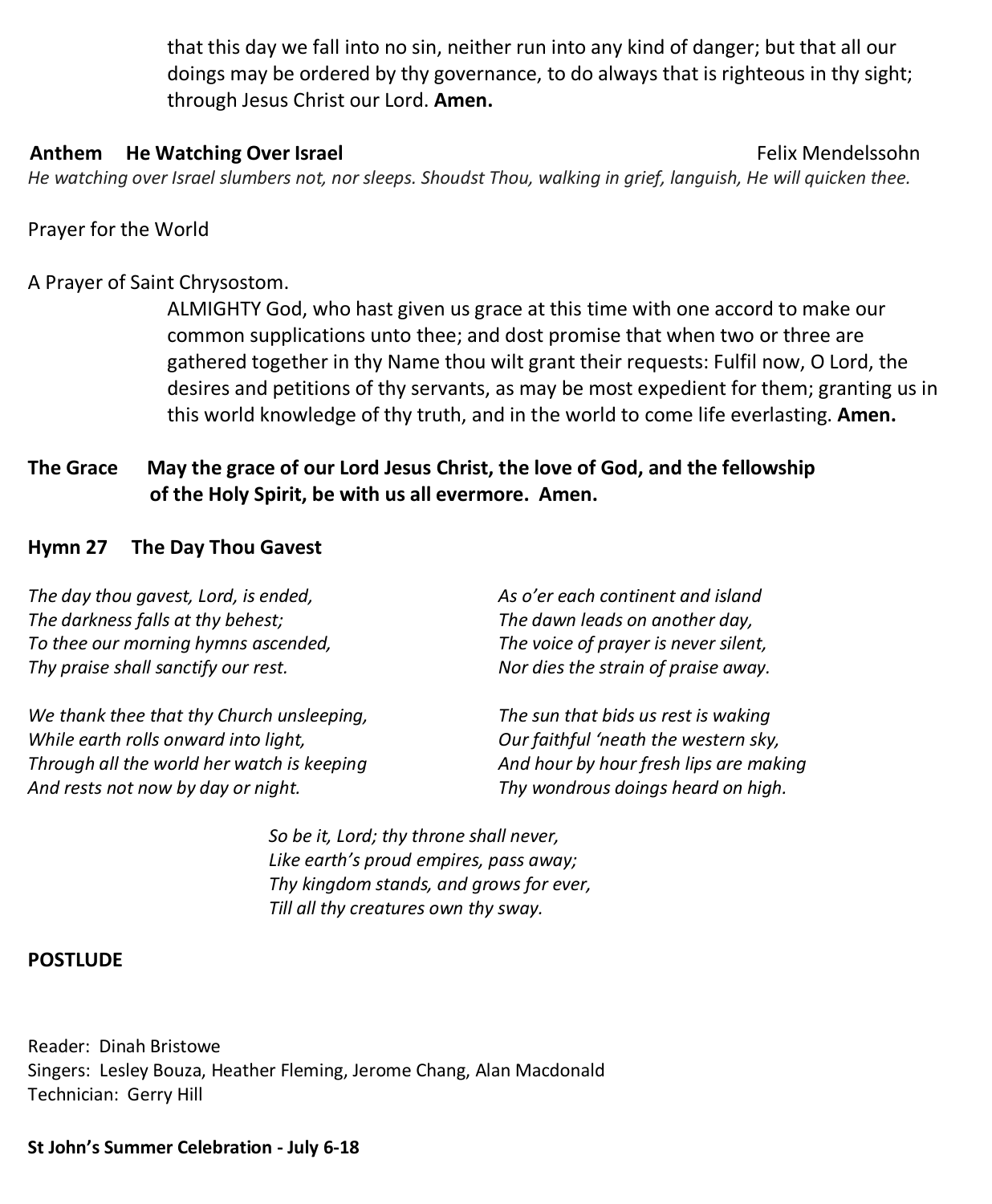that this day we fall into no sin, neither run into any kind of danger; but that all our doings may be ordered by thy governance, to do always that is righteous in thy sight; through Jesus Christ our Lord. **Amen.**

**Anthem He Watching Over Israel** Felix Mendelssohn

*He watching over Israel slumbers not, nor sleeps. Shoudst Thou, walking in grief, languish, He will quicken thee.*

Prayer for the World

A Prayer of Saint Chrysostom.

ALMIGHTY God, who hast given us grace at this time with one accord to make our common supplications unto thee; and dost promise that when two or three are gathered together in thy Name thou wilt grant their requests: Fulfil now, O Lord, the desires and petitions of thy servants, as may be most expedient for them; granting us in this world knowledge of thy truth, and in the world to come life everlasting. **Amen.**

**The Grace May the grace of our Lord Jesus Christ, the love of God, and the fellowship of the Holy Spirit, be with us all evermore. Amen.**

**Hymn 27 The Day Thou Gavest**

*The day thou gavest, Lord, is ended,*
*The darkness falls at thy behest;*
*To thee our morning hymns ascended,*
*Thy praise shall sanctify our rest.*

*We thank thee that thy Church unsleeping,*
*While earth rolls onward into light,*
*Through all the world her watch is keeping*
*And rests not now by day or night.*

*As o'er each continent and island*
*The dawn leads on another day,*
*The voice of prayer is never silent,*
*Nor dies the strain of praise away.*

*The sun that bids us rest is waking*
*Our faithful 'neath the western sky,*
*And hour by hour fresh lips are making*
*Thy wondrous doings heard on high.*

*So be it, Lord; thy throne shall never,*
*Like earth's proud empires, pass away;*
*Thy kingdom stands, and grows for ever,*
*Till all thy creatures own thy sway.*

**POSTLUDE**

Reader: Dinah Bristowe
Singers: Lesley Bouza, Heather Fleming, Jerome Chang, Alan Macdonald
Technician: Gerry Hill

**St John's Summer Celebration - July 6-18**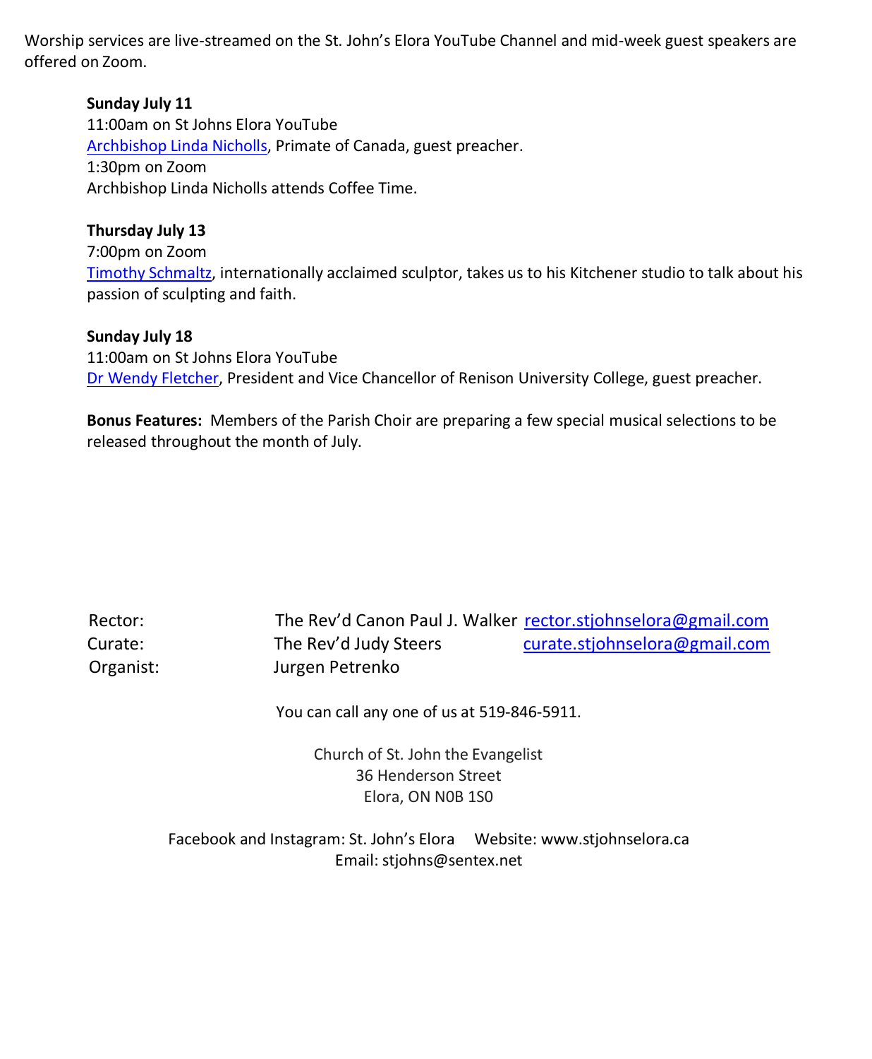Worship services are live-streamed on the St. John's Elora YouTube Channel and mid-week guest speakers are offered on Zoom.

**Sunday July 11**
11:00am on St Johns Elora YouTube
Archbishop Linda Nicholls, Primate of Canada, guest preacher.
1:30pm on Zoom
Archbishop Linda Nicholls attends Coffee Time.

**Thursday July 13**
7:00pm on Zoom
Timothy Schmaltz, internationally acclaimed sculptor, takes us to his Kitchener studio to talk about his passion of sculpting and faith.

**Sunday July 18**
11:00am on St Johns Elora YouTube
Dr Wendy Fletcher, President and Vice Chancellor of Renison University College, guest preacher.

**Bonus Features:** Members of the Parish Choir are preparing a few special musical selections to be released throughout the month of July.

| | | |
|---|---|---|
| Rector: | The Rev'd Canon Paul J. Walker | rector.stjohnselora@gmail.com |
| Curate: | The Rev'd Judy Steers | curate.stjohnselora@gmail.com |
| Organist: | Jurgen Petrenko | |

You can call any one of us at 519-846-5911.

Church of St. John the Evangelist
36 Henderson Street
Elora, ON N0B 1S0

Facebook and Instagram: St. John's Elora Website: www.stjohnselora.ca
Email: stjohns@sentex.net